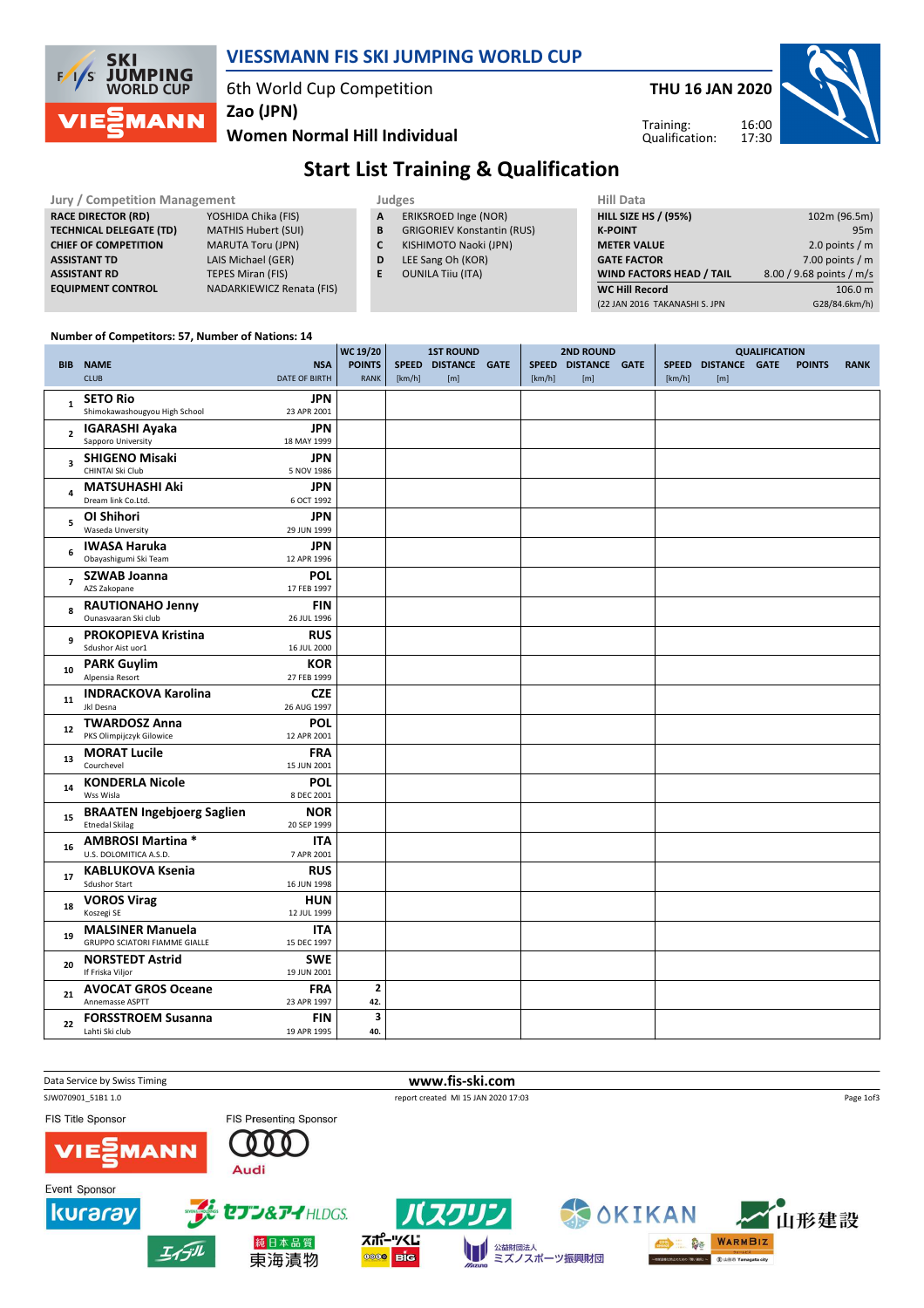# VIESSMANN FIS SKI JUMPING WORLD CUP

6th World Cup Competition
Zao (JPN)
Women Normal Hill Individual

THU 16 JAN 2020

Training: 16:00
Qualification: 17:30

## Start List Training & Qualification

| Jury / Competition Management | |
|---|---|
| RACE DIRECTOR (RD) | YOSHIDA Chika (FIS) |
| TECHNICAL DELEGATE (TD) | MATHIS Hubert (SUI) |
| CHIEF OF COMPETITION | MARUTA Toru (JPN) |
| ASSISTANT TD | LAIS Michael (GER) |
| ASSISTANT RD | TEPES Miran (FIS) |
| EQUIPMENT CONTROL | NADARKIEWICZ Renata (FIS) |

| Judges | |
|---|---|
| A | ERIKSROED Inge (NOR) |
| B | GRIGORIEV Konstantin (RUS) |
| C | KISHIMOTO Naoki (JPN) |
| D | LEE Sang Oh (KOR) |
| E | OUNILA Tiiu (ITA) |

| Hill Data | |
|---|---|
| HILL SIZE HS / (95%) | 102m (96.5m) |
| K-POINT | 95m |
| METER VALUE | 2.0 points / m |
| GATE FACTOR | 7.00 points / m |
| WIND FACTORS HEAD / TAIL | 8.00 / 9.68 points / m/s |
| WC Hill Record | 106.0 m |
| (22 JAN 2016 TAKANASHI S. JPN | G28/84.6km/h) |

Number of Competitors: 57, Number of Nations: 14

| BIB | NAME<br>CLUB | NSA<br>DATE OF BIRTH | WC 19/20 POINTS<br>RANK | 1ST ROUND SPEED [km/h] | 1ST ROUND DISTANCE [m] | 1ST ROUND GATE | 2ND ROUND SPEED [km/h] | 2ND ROUND DISTANCE [m] | 2ND ROUND GATE | QUALIFICATION SPEED [km/h] | QUALIFICATION DISTANCE [m] | QUALIFICATION GATE | QUALIFICATION POINTS | QUALIFICATION RANK |
|---|---|---|---|---|---|---|---|---|---|---|---|---|---|---|
| 1 | SETO Rio<br>Shimokawashougyou High School | JPN<br>23 APR 2001 | | | | | | | | | | | | |
| 2 | IGARASHI Ayaka<br>Sapporo University | JPN<br>18 MAY 1999 | | | | | | | | | | | | |
| 3 | SHIGENO Misaki<br>CHINTAI Ski Club | JPN<br>5 NOV 1986 | | | | | | | | | | | | |
| 4 | MATSUHASHI Aki<br>Dream link Co.Ltd. | JPN<br>6 OCT 1992 | | | | | | | | | | | | |
| 5 | OI Shihori<br>Waseda University | JPN<br>29 JUN 1999 | | | | | | | | | | | | |
| 6 | IWASA Haruka<br>Obayashigumi Ski Team | JPN<br>12 APR 1996 | | | | | | | | | | | | |
| 7 | SZWAB Joanna<br>AZS Zakopane | POL<br>17 FEB 1997 | | | | | | | | | | | | |
| 8 | RAUTIONAHO Jenny<br>Ounasvaaran Ski club | FIN<br>26 JUL 1996 | | | | | | | | | | | | |
| 9 | PROKOPIEVA Kristina<br>Sdushor Aist uor1 | RUS<br>16 JUL 2000 | | | | | | | | | | | | |
| 10 | PARK Guylim<br>Alpensia Resort | KOR<br>27 FEB 1999 | | | | | | | | | | | | |
| 11 | INDRACKOVA Karolina<br>Jkl Desna | CZE<br>26 AUG 1997 | | | | | | | | | | | | |
| 12 | TWARDOSZ Anna<br>PKS Olimpijczyk Gilowice | POL<br>12 APR 2001 | | | | | | | | | | | | |
| 13 | MORAT Lucile<br>Courchevel | FRA<br>15 JUN 2001 | | | | | | | | | | | | |
| 14 | KONDERLA Nicole<br>Wss Wisla | POL<br>8 DEC 2001 | | | | | | | | | | | | |
| 15 | BRAATEN Ingebjoerg Saglien<br>Etnedal Skilag | NOR<br>20 SEP 1999 | | | | | | | | | | | | |
| 16 | AMBROSI Martina *<br>U.S. DOLOMITICA A.S.D. | ITA<br>7 APR 2001 | | | | | | | | | | | | |
| 17 | KABLUKOVA Ksenia<br>Sdushor Start | RUS<br>16 JUN 1998 | | | | | | | | | | | | |
| 18 | VOROS Virag<br>Koszegi SE | HUN<br>12 JUL 1999 | | | | | | | | | | | | |
| 19 | MALSINER Manuela<br>GRUPPO SCIATORI FIAMME GIALLE | ITA<br>15 DEC 1997 | | | | | | | | | | | | |
| 20 | NORSTEDT Astrid<br>If Friska Viljor | SWE<br>19 JUN 2001 | | | | | | | | | | | | |
| 21 | AVOCAT GROS Oceane<br>Annemasse ASPTT | FRA<br>23 APR 1997 | 2<br>42. | | | | | | | | | | | |
| 22 | FORSSTROEM Susanna<br>Lahti Ski club | FIN<br>19 APR 1995 | 3<br>40. | | | | | | | | | | | |

Data Service by Swiss Timing
www.fis-ski.com
SJW070901_51B1 1.0
report created MI 15 JAN 2020 17:03

FIS Title Sponsor: VIESSMANN
FIS Presenting Sponsor: Audi
Event Sponsor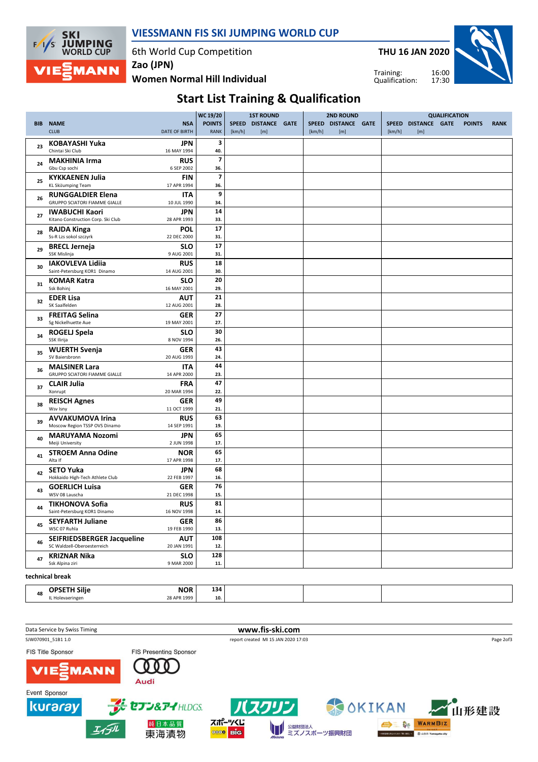# VIESSMANN FIS SKI JUMPING WORLD CUP

6th World Cup Competition
Zao (JPN)
Women Normal Hill Individual

THU 16 JAN 2020

Training: 16:00
Qualification: 17:30

## Start List Training & Qualification

| BIB | NAME / CLUB | NSA / DATE OF BIRTH | WC 19/20 POINTS / RANK | 1ST ROUND SPEED [km/h] | 1ST ROUND DISTANCE [m] | 1ST ROUND GATE | 2ND ROUND SPEED [km/h] | 2ND ROUND DISTANCE [m] | 2ND ROUND GATE | QUALIFICATION SPEED [km/h] | QUALIFICATION DISTANCE [m] | QUALIFICATION GATE | QUALIFICATION POINTS | RANK |
|---|---|---|---|---|---|---|---|---|---|---|---|---|---|---|
| 23 | **KOBAYASHI Yuka** Chintai Ski Club | JPN 16 MAY 1994 | 3 40. | | | | | | | | | | | |
| 24 | **MAKHINIA Irma** Gbu Csp sochi | RUS 6 SEP 2002 | 7 36. | | | | | | | | | | | |
| 25 | **KYKKAENEN Julia** KL SkiJumping Team | FIN 17 APR 1994 | 7 36. | | | | | | | | | | | |
| 26 | **RUNGGALDIER Elena** GRUPPO SCIATORI FIAMME GIALLE | ITA 10 JUL 1990 | 9 34. | | | | | | | | | | | |
| 27 | **IWABUCHI Kaori** Kitano Construction Corp. Ski Club | JPN 28 APR 1993 | 14 33. | | | | | | | | | | | |
| 28 | **RAJDA Kinga** Ss-R Lzs sokol szczyrk | POL 22 DEC 2000 | 17 31. | | | | | | | | | | | |
| 29 | **BRECL Jerneja** SSK Mislinja | SLO 9 AUG 2001 | 17 31. | | | | | | | | | | | |
| 30 | **IAKOVLEVA Lidiia** Saint-Petersburg KOR1 Dinamo | RUS 14 AUG 2001 | 18 30. | | | | | | | | | | | |
| 31 | **KOMAR Katra** Ssk Bohinj | SLO 16 MAY 2001 | 20 29. | | | | | | | | | | | |
| 32 | **EDER Lisa** SK Saalfelden | AUT 12 AUG 2001 | 21 28. | | | | | | | | | | | |
| 33 | **FREITAG Selina** Sg Nickelhuette Aue | GER 19 MAY 2001 | 27 27. | | | | | | | | | | | |
| 34 | **ROGELJ Spela** SSK Ilirija | SLO 8 NOV 1994 | 30 26. | | | | | | | | | | | |
| 35 | **WUERTH Svenja** SV Baiersbronn | GER 20 AUG 1993 | 43 24. | | | | | | | | | | | |
| 36 | **MALSINER Lara** GRUPPO SCIATORI FIAMME GIALLE | ITA 14 APR 2000 | 44 23. | | | | | | | | | | | |
| 37 | **CLAIR Julia** Xonrupt | FRA 20 MAR 1994 | 47 22. | | | | | | | | | | | |
| 38 | **REISCH Agnes** Wsv Isny | GER 11 OCT 1999 | 49 21. | | | | | | | | | | | |
| 39 | **AVVAKUMOVA Irina** Moscow Region TSSP OVS Dinamo | RUS 14 SEP 1991 | 63 19. | | | | | | | | | | | |
| 40 | **MARUYAMA Nozomi** Meiji University | JPN 2 JUN 1998 | 65 17. | | | | | | | | | | | |
| 41 | **STROEM Anna Odine** Alta If | NOR 17 APR 1998 | 65 17. | | | | | | | | | | | |
| 42 | **SETO Yuka** Hokkaido High-Tech Athlete Club | JPN 22 FEB 1997 | 68 16. | | | | | | | | | | | |
| 43 | **GOERLICH Luisa** WSV 08 Lauscha | GER 21 DEC 1998 | 76 15. | | | | | | | | | | | |
| 44 | **TIKHONOVA Sofia** Saint-Petersburg KOR1 Dinamo | RUS 16 NOV 1998 | 81 14. | | | | | | | | | | | |
| 45 | **SEYFARTH Juliane** WSC 07 Ruhla | GER 19 FEB 1990 | 86 13. | | | | | | | | | | | |
| 46 | **SEIFRIEDSBERGER Jacqueline** SC Waldzell-Oberoesterreich | AUT 20 JAN 1991 | 108 12. | | | | | | | | | | | |
| 47 | **KRIZNAR Nika** Ssk Alpina ziri | SLO 9 MAR 2000 | 128 11. | | | | | | | | | | | |

technical break

| BIB | NAME / CLUB | NSA / DATE OF BIRTH | WC 19/20 POINTS / RANK | 1ST ROUND | 2ND ROUND | QUALIFICATION |
|---|---|---|---|---|---|---|
| 48 | **OPSETH Silje** IL Holevaeringen | NOR 28 APR 1999 | 134 10. | | | |

Data Service by Swiss Timing — www.fis-ski.com

SJW070901_51B1 1.0 — report created MI 15 JAN 2020 17:03

FIS Title Sponsor: VIESSMANN
FIS Presenting Sponsor: Audi
Event Sponsor: kuraray, セブン&アイHLDGS., バスクリン, OKIKAN, 山形建設, エイブル, 純日本品質 東海漬物, スポーツくじ, 公益財団法人 ミズノスポーツ振興財団, WARMBIZ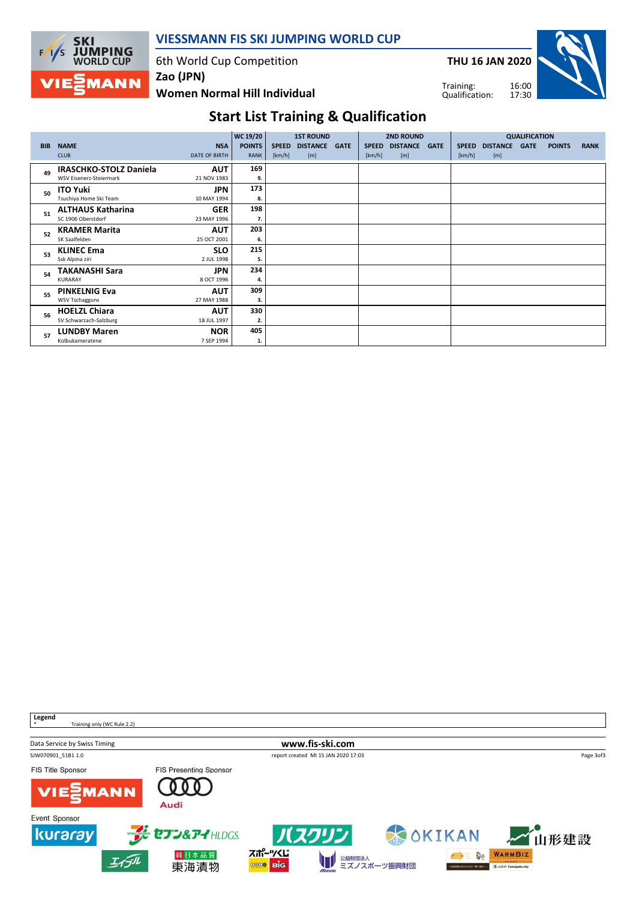# VIESSMANN FIS SKI JUMPING WORLD CUP

6th World Cup Competition
Zao (JPN)
**Women Normal Hill Individual**

**THU 16 JAN 2020**

Training: 16:00
Qualification: 17:30

## Start List Training & Qualification

| BIB | NAME / CLUB | NSA / DATE OF BIRTH | WC 19/20 POINTS / RANK | 1ST ROUND SPEED [km/h] | 1ST ROUND DISTANCE [m] | 1ST ROUND GATE | 2ND ROUND SPEED [km/h] | 2ND ROUND DISTANCE [m] | 2ND ROUND GATE | QUALIFICATION SPEED [km/h] | QUALIFICATION DISTANCE [m] | QUALIFICATION GATE | QUALIFICATION POINTS | QUALIFICATION RANK |
|---|---|---|---|---|---|---|---|---|---|---|---|---|---|---|
| 49 | **IRASCHKO-STOLZ Daniela** WSV Eisenerz-Steiermark | **AUT** 21 NOV 1983 | 169 9. | | | | | | | | | | | |
| 50 | **ITO Yuki** Tsuchiya Home Ski Team | **JPN** 10 MAY 1994 | 173 8. | | | | | | | | | | | |
| 51 | **ALTHAUS Katharina** SC 1906 Oberstdorf | **GER** 23 MAY 1996 | 198 7. | | | | | | | | | | | |
| 52 | **KRAMER Marita** SK Saalfelden | **AUT** 25 OCT 2001 | 203 6. | | | | | | | | | | | |
| 53 | **KLINEC Ema** Ssk Alpina ziri | **SLO** 2 JUL 1998 | 215 5. | | | | | | | | | | | |
| 54 | **TAKANASHI Sara** KURARAY | **JPN** 8 OCT 1996 | 234 4. | | | | | | | | | | | |
| 55 | **PINKELNIG Eva** WSV Tschagguns | **AUT** 27 MAY 1988 | 309 3. | | | | | | | | | | | |
| 56 | **HOELZL Chiara** SV Schwarzach-Salzburg | **AUT** 18 JUL 1997 | 330 2. | | | | | | | | | | | |
| 57 | **LUNDBY Maren** Kolbukameratene | **NOR** 7 SEP 1994 | 405 1. | | | | | | | | | | | |

**Legend**
* Training only (WC Rule 2.2)

Data Service by Swiss Timing
www.fis-ski.com
SJW070901_51B1 1.0
report created MI 15 JAN 2020 17:03

FIS Title Sponsor
FIS Presenting Sponsor
Event Sponsor